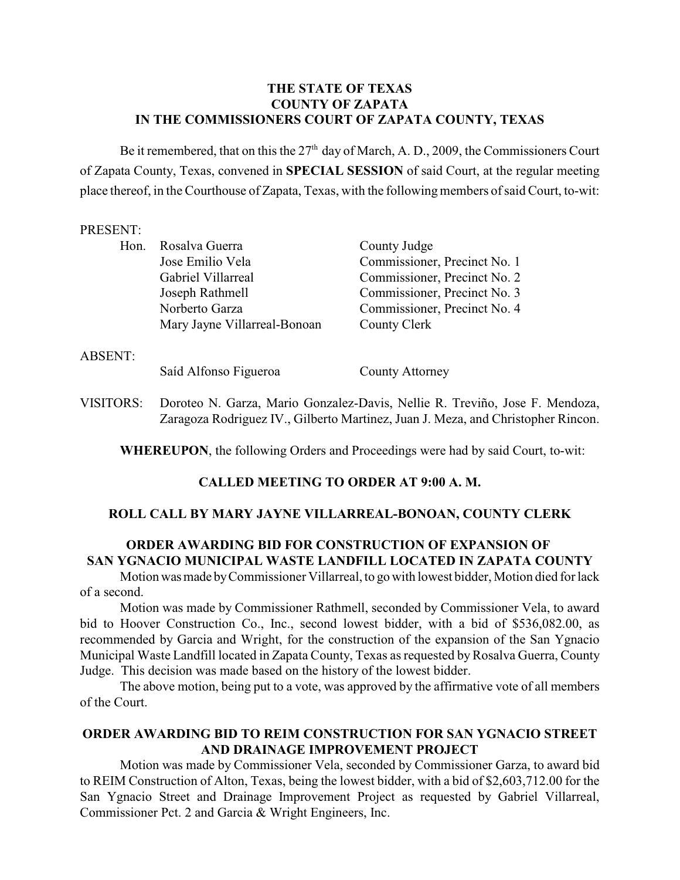**THE STATE OF TEXAS**
**COUNTY OF ZAPATA**
**IN THE COMMISSIONERS COURT OF ZAPATA COUNTY, TEXAS**

Be it remembered, that on this the 27th day of March, A. D., 2009, the Commissioners Court of Zapata County, Texas, convened in **SPECIAL SESSION** of said Court, at the regular meeting place thereof, in the Courthouse of Zapata, Texas, with the following members of said Court, to-wit:

PRESENT:

| | | |
|---|---|---|
| Hon. | Rosalva Guerra | County Judge |
| | Jose Emilio Vela | Commissioner, Precinct No. 1 |
| | Gabriel Villarreal | Commissioner, Precinct No. 2 |
| | Joseph Rathmell | Commissioner, Precinct No. 3 |
| | Norberto Garza | Commissioner, Precinct No. 4 |
| | Mary Jayne Villarreal-Bonoan | County Clerk |

ABSENT:

| | |
|---|---|
| Saíd Alfonso Figueroa | County Attorney |

VISITORS: Doroteo N. Garza, Mario Gonzalez-Davis, Nellie R. Treviño, Jose F. Mendoza, Zaragoza Rodriguez IV., Gilberto Martinez, Juan J. Meza, and Christopher Rincon.

**WHEREUPON**, the following Orders and Proceedings were had by said Court, to-wit:

**CALLED MEETING TO ORDER AT 9:00 A. M.**

**ROLL CALL BY MARY JAYNE VILLARREAL-BONOAN, COUNTY CLERK**

**ORDER AWARDING BID FOR CONSTRUCTION OF EXPANSION OF SAN YGNACIO MUNICIPAL WASTE LANDFILL LOCATED IN ZAPATA COUNTY**

Motion was made by Commissioner Villarreal, to go with lowest bidder, Motion died for lack of a second.

Motion was made by Commissioner Rathmell, seconded by Commissioner Vela, to award bid to Hoover Construction Co., Inc., second lowest bidder, with a bid of $536,082.00, as recommended by Garcia and Wright, for the construction of the expansion of the San Ygnacio Municipal Waste Landfill located in Zapata County, Texas as requested by Rosalva Guerra, County Judge. This decision was made based on the history of the lowest bidder.

The above motion, being put to a vote, was approved by the affirmative vote of all members of the Court.

**ORDER AWARDING BID TO REIM CONSTRUCTION FOR SAN YGNACIO STREET AND DRAINAGE IMPROVEMENT PROJECT**

Motion was made by Commissioner Vela, seconded by Commissioner Garza, to award bid to REIM Construction of Alton, Texas, being the lowest bidder, with a bid of $2,603,712.00 for the San Ygnacio Street and Drainage Improvement Project as requested by Gabriel Villarreal, Commissioner Pct. 2 and Garcia & Wright Engineers, Inc.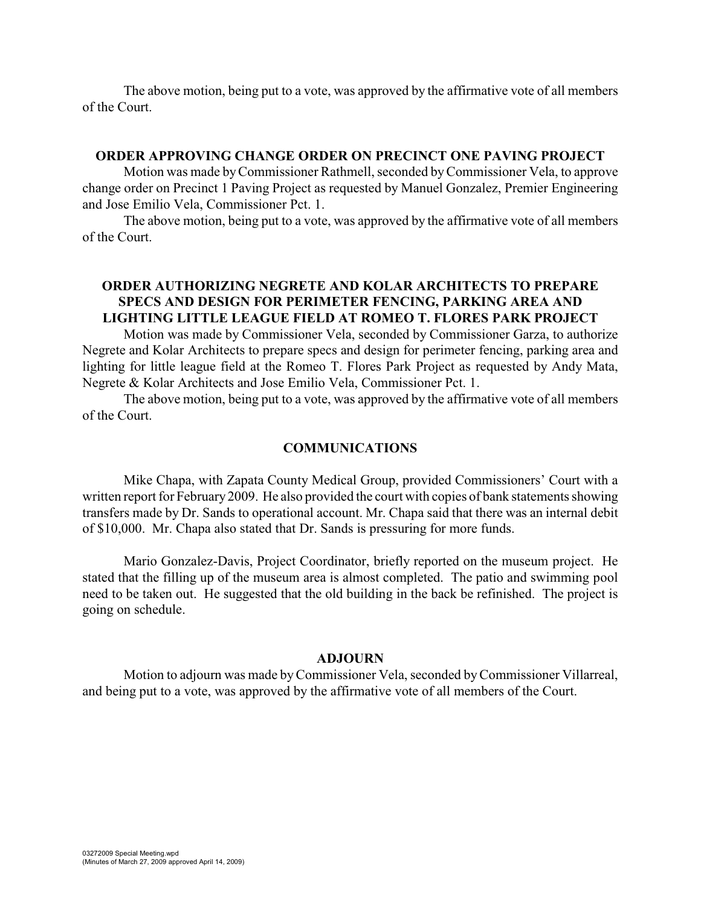The above motion, being put to a vote, was approved by the affirmative vote of all members of the Court.

## ORDER APPROVING CHANGE ORDER ON PRECINCT ONE PAVING PROJECT

Motion was made by Commissioner Rathmell, seconded by Commissioner Vela, to approve change order on Precinct 1 Paving Project as requested by Manuel Gonzalez, Premier Engineering and Jose Emilio Vela, Commissioner Pct. 1.

The above motion, being put to a vote, was approved by the affirmative vote of all members of the Court.

## ORDER AUTHORIZING NEGRETE AND KOLAR ARCHITECTS TO PREPARE SPECS AND DESIGN FOR PERIMETER FENCING, PARKING AREA AND LIGHTING LITTLE LEAGUE FIELD AT ROMEO T. FLORES PARK PROJECT

Motion was made by Commissioner Vela, seconded by Commissioner Garza, to authorize Negrete and Kolar Architects to prepare specs and design for perimeter fencing, parking area and lighting for little league field at the Romeo T. Flores Park Project as requested by Andy Mata, Negrete & Kolar Architects and Jose Emilio Vela, Commissioner Pct. 1.

The above motion, being put to a vote, was approved by the affirmative vote of all members of the Court.

## COMMUNICATIONS

Mike Chapa, with Zapata County Medical Group, provided Commissioners' Court with a written report for February 2009. He also provided the court with copies of bank statements showing transfers made by Dr. Sands to operational account. Mr. Chapa said that there was an internal debit of $10,000. Mr. Chapa also stated that Dr. Sands is pressuring for more funds.

Mario Gonzalez-Davis, Project Coordinator, briefly reported on the museum project. He stated that the filling up of the museum area is almost completed. The patio and swimming pool need to be taken out. He suggested that the old building in the back be refinished. The project is going on schedule.

## ADJOURN

Motion to adjourn was made by Commissioner Vela, seconded by Commissioner Villarreal, and being put to a vote, was approved by the affirmative vote of all members of the Court.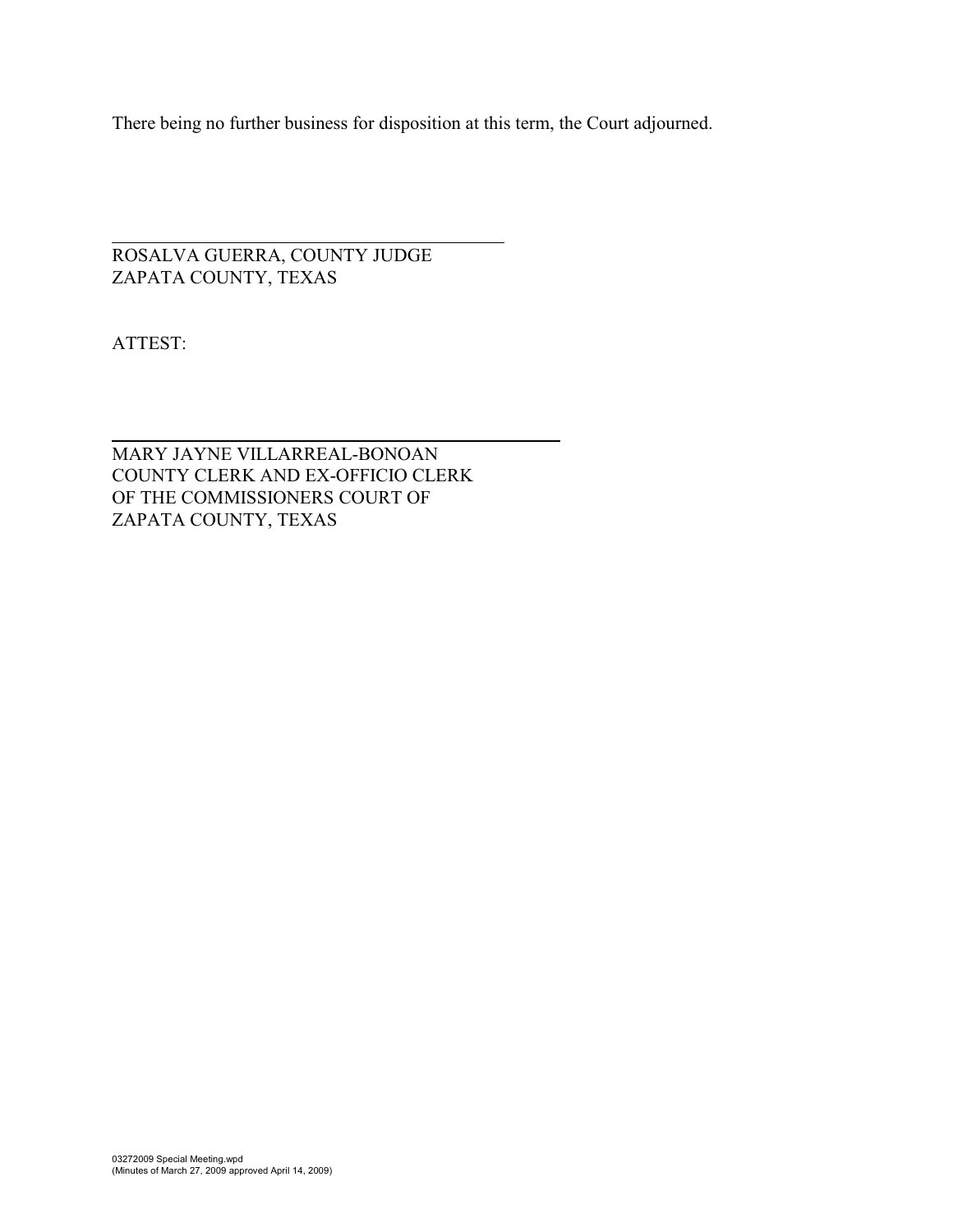There being no further business for disposition at this term, the Court adjourned.

\_\_\_\_\_\_\_\_\_\_\_\_\_\_\_\_\_\_\_\_\_\_\_\_\_\_\_\_\_\_\_\_\_\_\_\_\_\_\_\_

ROSALVA GUERRA, COUNTY JUDGE
ZAPATA COUNTY, TEXAS

ATTEST:

\_\_\_\_\_\_\_\_\_\_\_\_\_\_\_\_\_\_\_\_\_\_\_\_\_\_\_\_\_\_\_\_\_\_\_\_\_\_\_\_

MARY JAYNE VILLARREAL-BONOAN
COUNTY CLERK AND EX-OFFICIO CLERK
OF THE COMMISSIONERS COURT OF
ZAPATA COUNTY, TEXAS

03272009 Special Meeting.wpd
(Minutes of March 27, 2009 approved April 14, 2009)